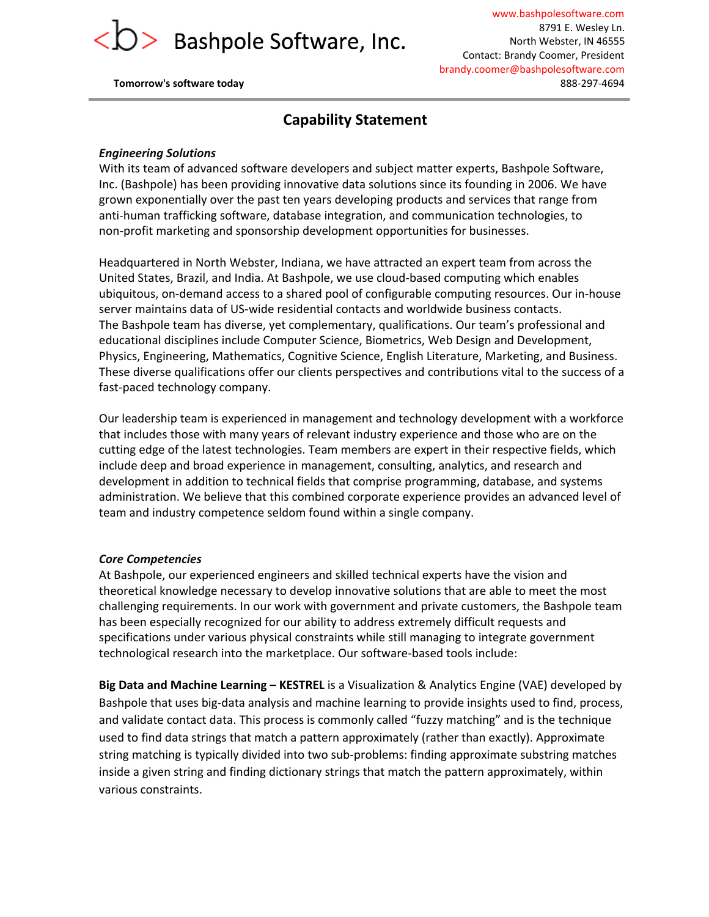# <b> Bashpole Software, Inc.

**Tomorrow's software today**

www.bashpolesoftware.com
8791 E. Wesley Ln.
North Webster, IN 46555
Contact: Brandy Coomer, President
brandy.coomer@bashpolesoftware.com
888-297-4694

## Capability Statement

### *Engineering Solutions*

With its team of advanced software developers and subject matter experts, Bashpole Software, Inc. (Bashpole) has been providing innovative data solutions since its founding in 2006. We have grown exponentially over the past ten years developing products and services that range from anti-human trafficking software, database integration, and communication technologies, to non-profit marketing and sponsorship development opportunities for businesses.

Headquartered in North Webster, Indiana, we have attracted an expert team from across the United States, Brazil, and India. At Bashpole, we use cloud-based computing which enables ubiquitous, on-demand access to a shared pool of configurable computing resources. Our in-house server maintains data of US-wide residential contacts and worldwide business contacts. The Bashpole team has diverse, yet complementary, qualifications. Our team's professional and educational disciplines include Computer Science, Biometrics, Web Design and Development, Physics, Engineering, Mathematics, Cognitive Science, English Literature, Marketing, and Business. These diverse qualifications offer our clients perspectives and contributions vital to the success of a fast-paced technology company.

Our leadership team is experienced in management and technology development with a workforce that includes those with many years of relevant industry experience and those who are on the cutting edge of the latest technologies. Team members are expert in their respective fields, which include deep and broad experience in management, consulting, analytics, and research and development in addition to technical fields that comprise programming, database, and systems administration. We believe that this combined corporate experience provides an advanced level of team and industry competence seldom found within a single company.

### *Core Competencies*

At Bashpole, our experienced engineers and skilled technical experts have the vision and theoretical knowledge necessary to develop innovative solutions that are able to meet the most challenging requirements. In our work with government and private customers, the Bashpole team has been especially recognized for our ability to address extremely difficult requests and specifications under various physical constraints while still managing to integrate government technological research into the marketplace. Our software-based tools include:

**Big Data and Machine Learning – KESTREL** is a Visualization & Analytics Engine (VAE) developed by Bashpole that uses big-data analysis and machine learning to provide insights used to find, process, and validate contact data. This process is commonly called "fuzzy matching" and is the technique used to find data strings that match a pattern approximately (rather than exactly). Approximate string matching is typically divided into two sub-problems: finding approximate substring matches inside a given string and finding dictionary strings that match the pattern approximately, within various constraints.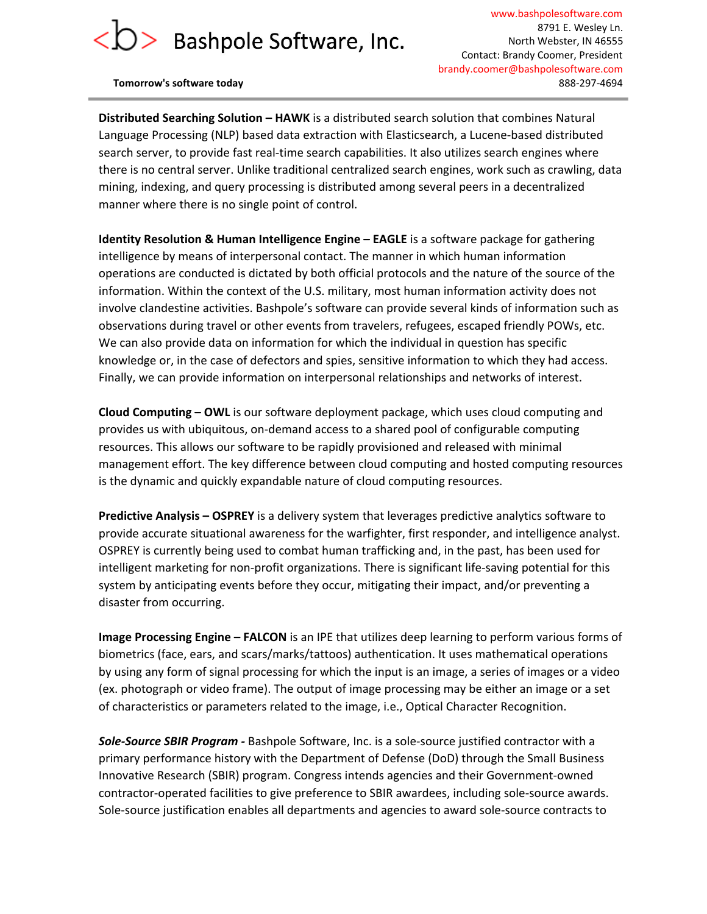**Distributed Searching Solution – HAWK** is a distributed search solution that combines Natural Language Processing (NLP) based data extraction with Elasticsearch, a Lucene-based distributed search server, to provide fast real-time search capabilities. It also utilizes search engines where there is no central server. Unlike traditional centralized search engines, work such as crawling, data mining, indexing, and query processing is distributed among several peers in a decentralized manner where there is no single point of control.

**Identity Resolution & Human Intelligence Engine – EAGLE** is a software package for gathering intelligence by means of interpersonal contact. The manner in which human information operations are conducted is dictated by both official protocols and the nature of the source of the information. Within the context of the U.S. military, most human information activity does not involve clandestine activities. Bashpole's software can provide several kinds of information such as observations during travel or other events from travelers, refugees, escaped friendly POWs, etc. We can also provide data on information for which the individual in question has specific knowledge or, in the case of defectors and spies, sensitive information to which they had access. Finally, we can provide information on interpersonal relationships and networks of interest.

**Cloud Computing – OWL** is our software deployment package, which uses cloud computing and provides us with ubiquitous, on-demand access to a shared pool of configurable computing resources. This allows our software to be rapidly provisioned and released with minimal management effort. The key difference between cloud computing and hosted computing resources is the dynamic and quickly expandable nature of cloud computing resources.

**Predictive Analysis – OSPREY** is a delivery system that leverages predictive analytics software to provide accurate situational awareness for the warfighter, first responder, and intelligence analyst. OSPREY is currently being used to combat human trafficking and, in the past, has been used for intelligent marketing for non-profit organizations. There is significant life-saving potential for this system by anticipating events before they occur, mitigating their impact, and/or preventing a disaster from occurring.

**Image Processing Engine – FALCON** is an IPE that utilizes deep learning to perform various forms of biometrics (face, ears, and scars/marks/tattoos) authentication. It uses mathematical operations by using any form of signal processing for which the input is an image, a series of images or a video (ex. photograph or video frame). The output of image processing may be either an image or a set of characteristics or parameters related to the image, i.e., Optical Character Recognition.

***Sole-Source SBIR Program -*** Bashpole Software, Inc. is a sole-source justified contractor with a primary performance history with the Department of Defense (DoD) through the Small Business Innovative Research (SBIR) program. Congress intends agencies and their Government-owned contractor-operated facilities to give preference to SBIR awardees, including sole-source awards. Sole-source justification enables all departments and agencies to award sole-source contracts to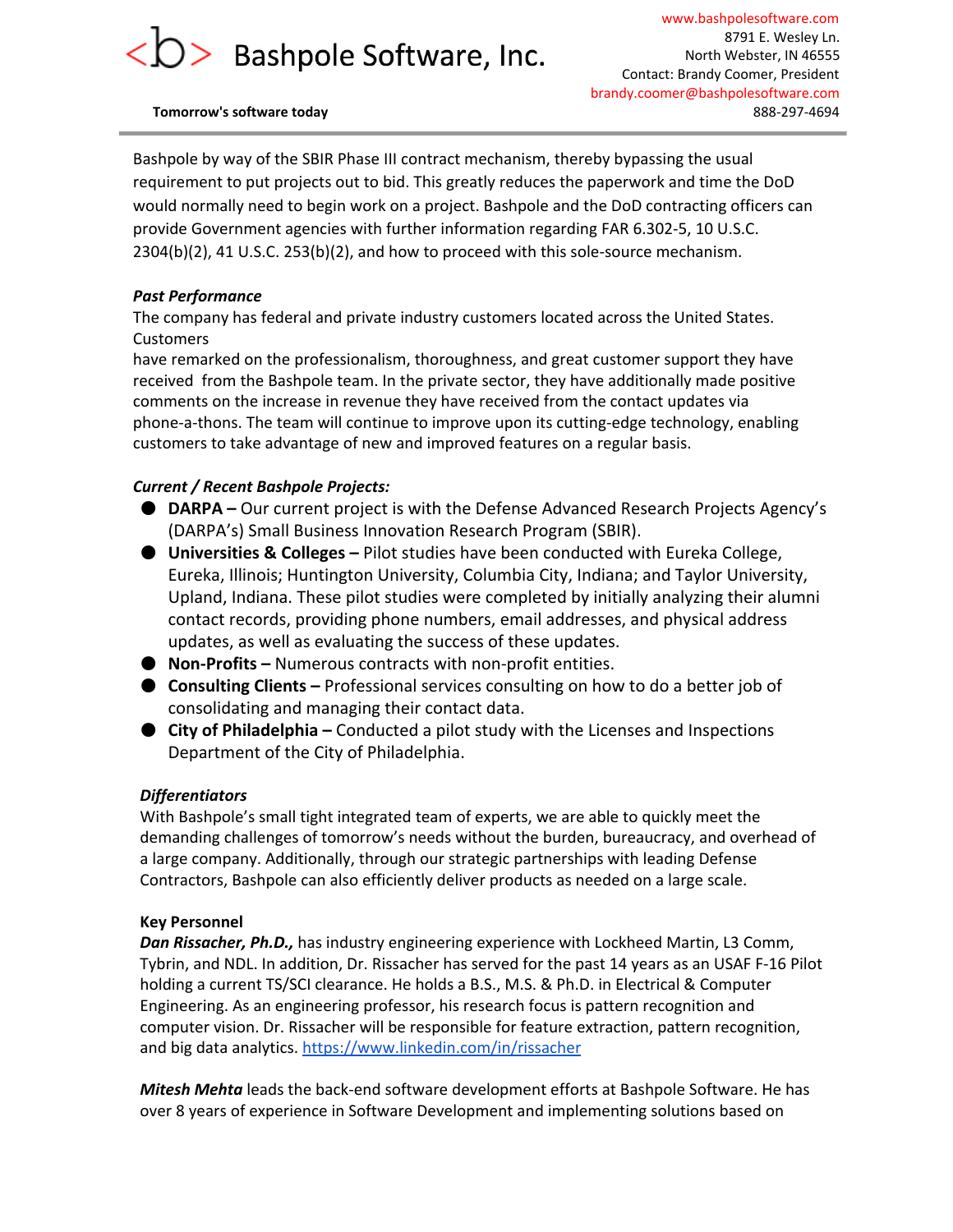Bashpole by way of the SBIR Phase III contract mechanism, thereby bypassing the usual requirement to put projects out to bid. This greatly reduces the paperwork and time the DoD would normally need to begin work on a project. Bashpole and the DoD contracting officers can provide Government agencies with further information regarding FAR 6.302-5, 10 U.S.C. 2304(b)(2), 41 U.S.C. 253(b)(2), and how to proceed with this sole-source mechanism.

***Past Performance***

The company has federal and private industry customers located across the United States. Customers have remarked on the professionalism, thoroughness, and great customer support they have received from the Bashpole team. In the private sector, they have additionally made positive comments on the increase in revenue they have received from the contact updates via phone-a-thons. The team will continue to improve upon its cutting-edge technology, enabling customers to take advantage of new and improved features on a regular basis.

***Current / Recent Bashpole Projects:***

- **DARPA –** Our current project is with the Defense Advanced Research Projects Agency's (DARPA's) Small Business Innovation Research Program (SBIR).
- **Universities & Colleges –** Pilot studies have been conducted with Eureka College, Eureka, Illinois; Huntington University, Columbia City, Indiana; and Taylor University, Upland, Indiana. These pilot studies were completed by initially analyzing their alumni contact records, providing phone numbers, email addresses, and physical address updates, as well as evaluating the success of these updates.
- **Non-Profits –** Numerous contracts with non-profit entities.
- **Consulting Clients –** Professional services consulting on how to do a better job of consolidating and managing their contact data.
- **City of Philadelphia –** Conducted a pilot study with the Licenses and Inspections Department of the City of Philadelphia.

***Differentiators***

With Bashpole's small tight integrated team of experts, we are able to quickly meet the demanding challenges of tomorrow's needs without the burden, bureaucracy, and overhead of a large company. Additionally, through our strategic partnerships with leading Defense Contractors, Bashpole can also efficiently deliver products as needed on a large scale.

**Key Personnel**

***Dan Rissacher, Ph.D.,*** has industry engineering experience with Lockheed Martin, L3 Comm, Tybrin, and NDL. In addition, Dr. Rissacher has served for the past 14 years as an USAF F-16 Pilot holding a current TS/SCI clearance. He holds a B.S., M.S. & Ph.D. in Electrical & Computer Engineering. As an engineering professor, his research focus is pattern recognition and computer vision. Dr. Rissacher will be responsible for feature extraction, pattern recognition, and big data analytics. https://www.linkedin.com/in/rissacher

***Mitesh Mehta*** leads the back-end software development efforts at Bashpole Software. He has over 8 years of experience in Software Development and implementing solutions based on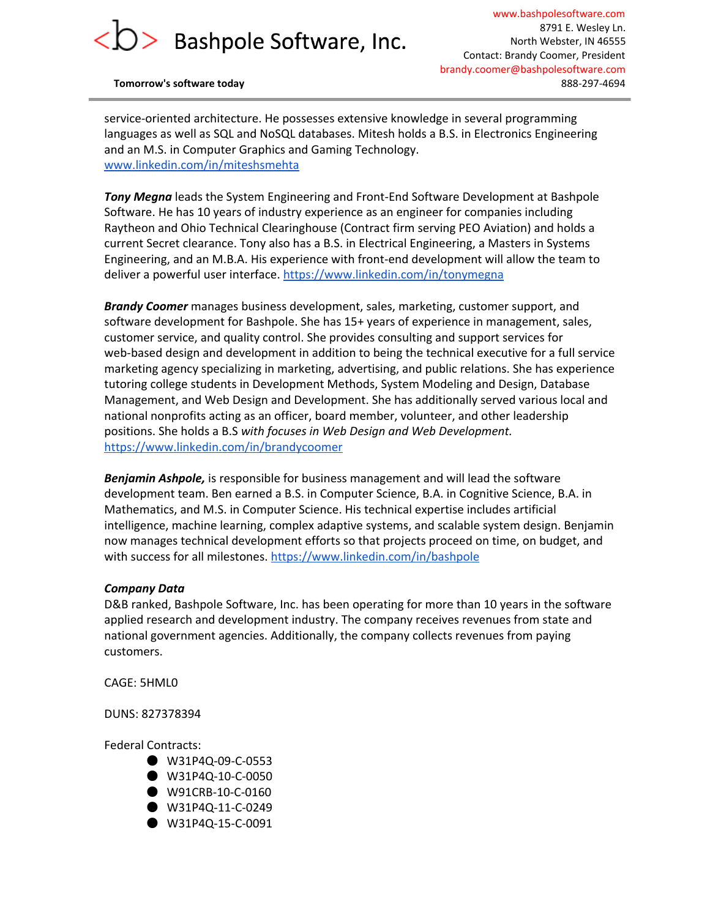service-oriented architecture. He possesses extensive knowledge in several programming languages as well as SQL and NoSQL databases. Mitesh holds a B.S. in Electronics Engineering and an M.S. in Computer Graphics and Gaming Technology.
[www.linkedin.com/in/miteshsmehta](www.linkedin.com/in/miteshsmehta)

***Tony Megna*** leads the System Engineering and Front-End Software Development at Bashpole Software. He has 10 years of industry experience as an engineer for companies including Raytheon and Ohio Technical Clearinghouse (Contract firm serving PEO Aviation) and holds a current Secret clearance. Tony also has a B.S. in Electrical Engineering, a Masters in Systems Engineering, and an M.B.A. His experience with front-end development will allow the team to deliver a powerful user interface. [https://www.linkedin.com/in/tonymegna](https://www.linkedin.com/in/tonymegna)

***Brandy Coomer*** manages business development, sales, marketing, customer support, and software development for Bashpole. She has 15+ years of experience in management, sales, customer service, and quality control. She provides consulting and support services for web-based design and development in addition to being the technical executive for a full service marketing agency specializing in marketing, advertising, and public relations. She has experience tutoring college students in Development Methods, System Modeling and Design, Database Management, and Web Design and Development. She has additionally served various local and national nonprofits acting as an officer, board member, volunteer, and other leadership positions. She holds a B.S *with focuses in Web Design and Web Development.*
[https://www.linkedin.com/in/brandycoomer](https://www.linkedin.com/in/brandycoomer)

***Benjamin Ashpole,*** is responsible for business management and will lead the software development team. Ben earned a B.S. in Computer Science, B.A. in Cognitive Science, B.A. in Mathematics, and M.S. in Computer Science. His technical expertise includes artificial intelligence, machine learning, complex adaptive systems, and scalable system design. Benjamin now manages technical development efforts so that projects proceed on time, on budget, and with success for all milestones. [https://www.linkedin.com/in/bashpole](https://www.linkedin.com/in/bashpole)

***Company Data***
D&B ranked, Bashpole Software, Inc. has been operating for more than 10 years in the software applied research and development industry. The company receives revenues from state and national government agencies. Additionally, the company collects revenues from paying customers.

CAGE: 5HML0

DUNS: 827378394

Federal Contracts:

- W31P4Q-09-C-0553
- W31P4Q-10-C-0050
- W91CRB-10-C-0160
- W31P4Q-11-C-0249
- W31P4Q-15-C-0091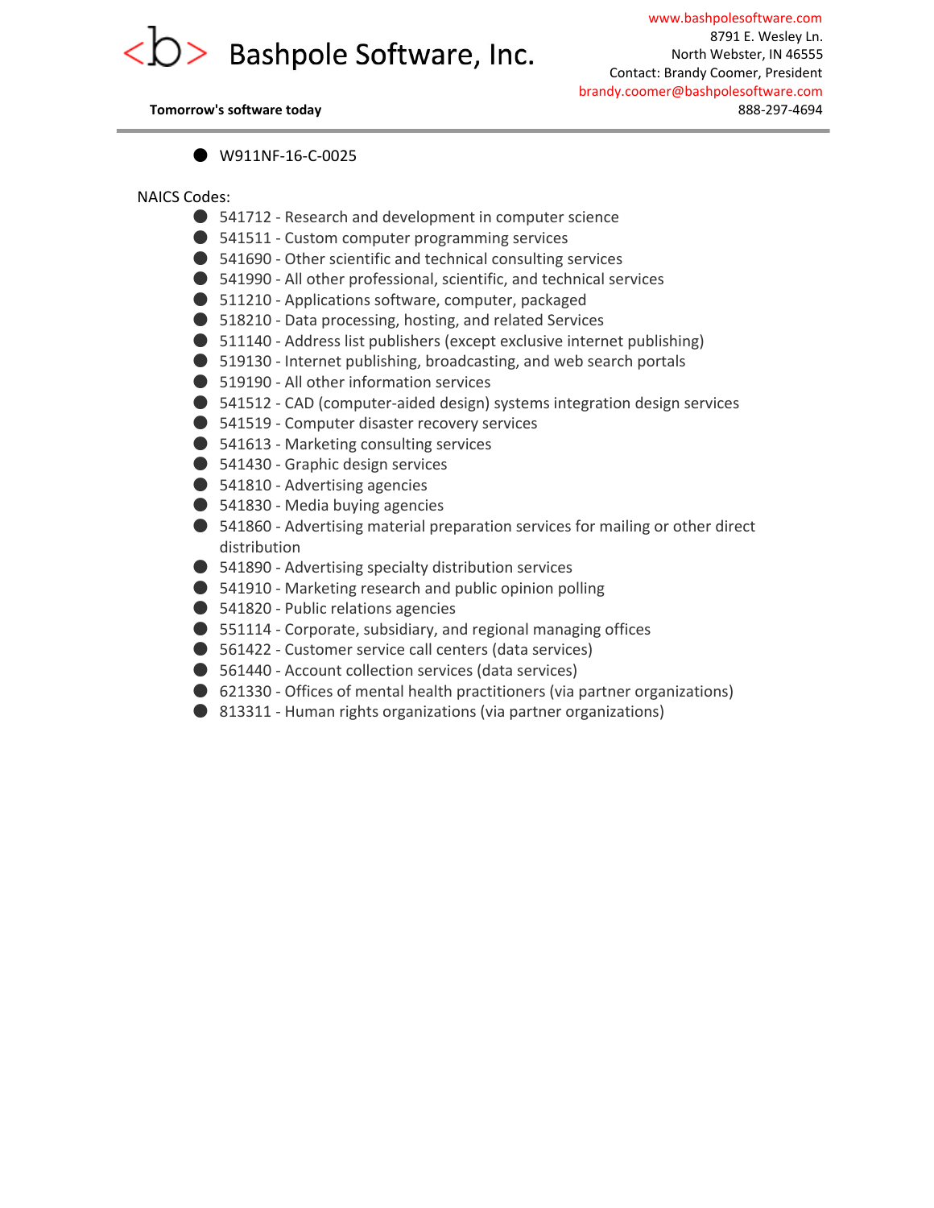- W911NF-16-C-0025

NAICS Codes:

- 541712 - Research and development in computer science
- 541511 - Custom computer programming services
- 541690 - Other scientific and technical consulting services
- 541990 - All other professional, scientific, and technical services
- 511210 - Applications software, computer, packaged
- 518210 - Data processing, hosting, and related Services
- 511140 - Address list publishers (except exclusive internet publishing)
- 519130 - Internet publishing, broadcasting, and web search portals
- 519190 - All other information services
- 541512 - CAD (computer-aided design) systems integration design services
- 541519 - Computer disaster recovery services
- 541613 - Marketing consulting services
- 541430 - Graphic design services
- 541810 - Advertising agencies
- 541830 - Media buying agencies
- 541860 - Advertising material preparation services for mailing or other direct distribution
- 541890 - Advertising specialty distribution services
- 541910 - Marketing research and public opinion polling
- 541820 - Public relations agencies
- 551114 - Corporate, subsidiary, and regional managing offices
- 561422 - Customer service call centers (data services)
- 561440 - Account collection services (data services)
- 621330 - Offices of mental health practitioners (via partner organizations)
- 813311 - Human rights organizations (via partner organizations)